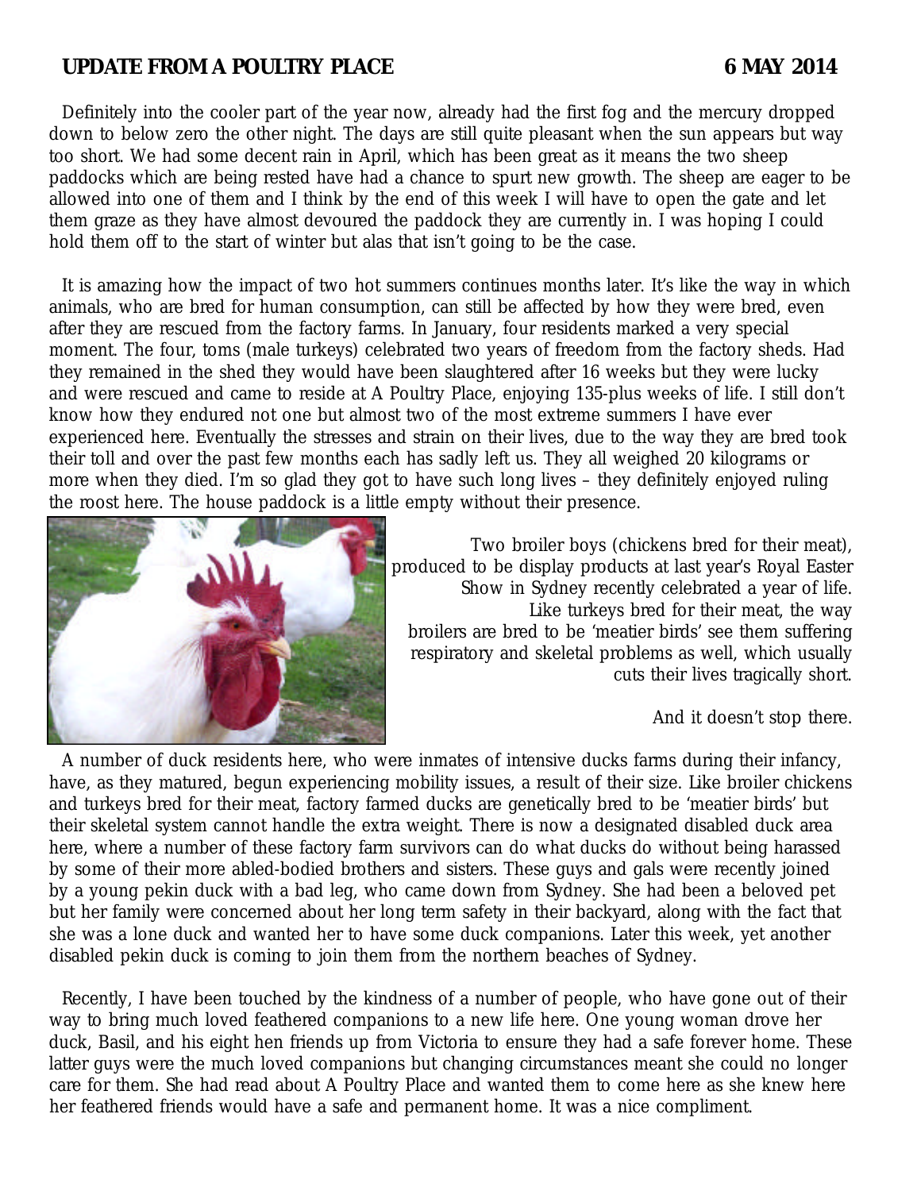**UPDATE FROM A POULTRY PLACE** **6 MAY 2014**

Definitely into the cooler part of the year now, already had the first fog and the mercury dropped down to below zero the other night. The days are still quite pleasant when the sun appears but way too short. We had some decent rain in April, which has been great as it means the two sheep paddocks which are being rested have had a chance to spurt new growth. The sheep are eager to be allowed into one of them and I think by the end of this week I will have to open the gate and let them graze as they have almost devoured the paddock they are currently in. I was hoping I could hold them off to the start of winter but alas that isn't going to be the case.

It is amazing how the impact of two hot summers continues months later. It's like the way in which animals, who are bred for human consumption, can still be affected by how they were bred, even after they are rescued from the factory farms. In January, four residents marked a very special moment. The four, toms (male turkeys) celebrated two years of freedom from the factory sheds. Had they remained in the shed they would have been slaughtered after 16 weeks but they were lucky and were rescued and came to reside at A Poultry Place, enjoying 135-plus weeks of life. I still don't know how they endured not one but almost two of the most extreme summers I have ever experienced here. Eventually the stresses and strain on their lives, due to the way they are bred took their toll and over the past few months each has sadly left us. They all weighed 20 kilograms or more when they died. I'm so glad they got to have such long lives – they definitely enjoyed ruling the roost here. The house paddock is a little empty without their presence.

Two broiler boys (chickens bred for their meat), produced to be display products at last year's Royal Easter Show in Sydney recently celebrated a year of life. Like turkeys bred for their meat, the way broilers are bred to be 'meatier birds' see them suffering respiratory and skeletal problems as well, which usually cuts their lives tragically short.

And it doesn't stop there.

A number of duck residents here, who were inmates of intensive ducks farms during their infancy, have, as they matured, begun experiencing mobility issues, a result of their size. Like broiler chickens and turkeys bred for their meat, factory farmed ducks are genetically bred to be 'meatier birds' but their skeletal system cannot handle the extra weight. There is now a designated disabled duck area here, where a number of these factory farm survivors can do what ducks do without being harassed by some of their more abled-bodied brothers and sisters. These guys and gals were recently joined by a young pekin duck with a bad leg, who came down from Sydney. She had been a beloved pet but her family were concerned about her long term safety in their backyard, along with the fact that she was a lone duck and wanted her to have some duck companions. Later this week, yet another disabled pekin duck is coming to join them from the northern beaches of Sydney.

Recently, I have been touched by the kindness of a number of people, who have gone out of their way to bring much loved feathered companions to a new life here. One young woman drove her duck, Basil, and his eight hen friends up from Victoria to ensure they had a safe forever home. These latter guys were the much loved companions but changing circumstances meant she could no longer care for them. She had read about A Poultry Place and wanted them to come here as she knew here her feathered friends would have a safe and permanent home. It was a nice compliment.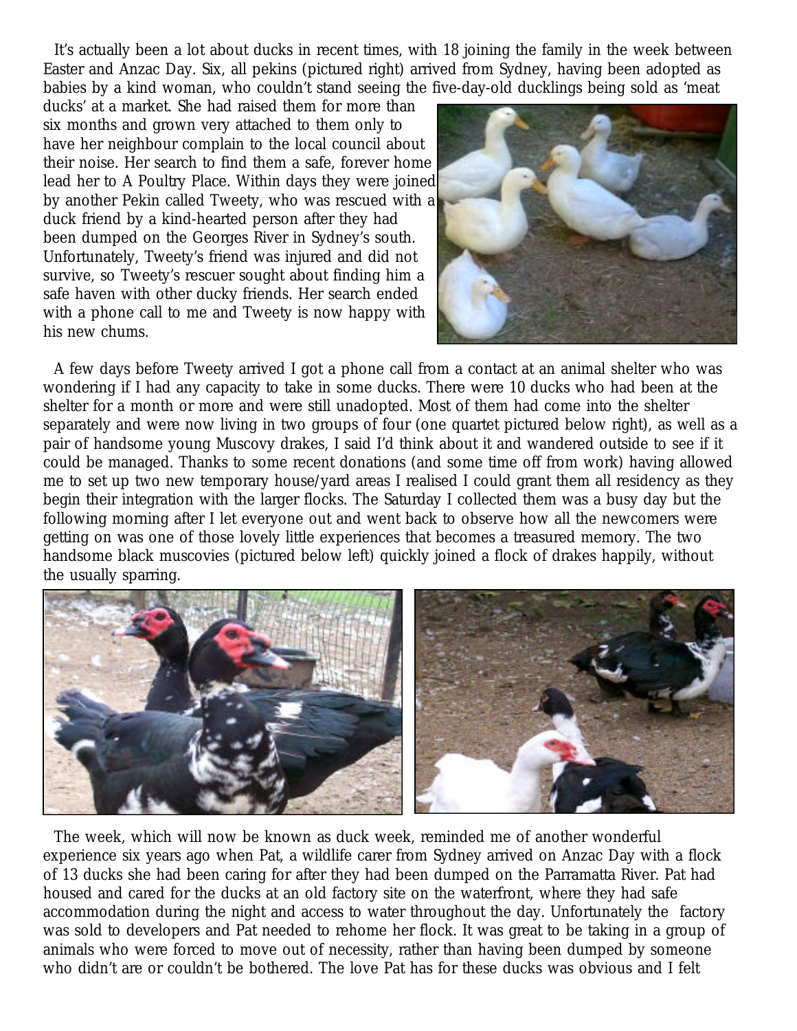It's actually been a lot about ducks in recent times, with 18 joining the family in the week between Easter and Anzac Day. Six, all pekins (pictured right) arrived from Sydney, having been adopted as babies by a kind woman, who couldn't stand seeing the five-day-old ducklings being sold as 'meat ducks' at a market. She had raised them for more than six months and grown very attached to them only to have her neighbour complain to the local council about their noise. Her search to find them a safe, forever home lead her to A Poultry Place. Within days they were joined by another Pekin called Tweety, who was rescued with a duck friend by a kind-hearted person after they had been dumped on the Georges River in Sydney's south. Unfortunately, Tweety's friend was injured and did not survive, so Tweety's rescuer sought about finding him a safe haven with other ducky friends. Her search ended with a phone call to me and Tweety is now happy with his new chums.

A few days before Tweety arrived I got a phone call from a contact at an animal shelter who was wondering if I had any capacity to take in some ducks. There were 10 ducks who had been at the shelter for a month or more and were still unadopted. Most of them had come into the shelter separately and were now living in two groups of four (one quartet pictured below right), as well as a pair of handsome young Muscovy drakes, I said I'd think about it and wandered outside to see if it could be managed. Thanks to some recent donations (and some time off from work) having allowed me to set up two new temporary house/yard areas I realised I could grant them all residency as they begin their integration with the larger flocks. The Saturday I collected them was a busy day but the following morning after I let everyone out and went back to observe how all the newcomers were getting on was one of those lovely little experiences that becomes a treasured memory. The two handsome black muscovies (pictured below left) quickly joined a flock of drakes happily, without the usually sparring.

The week, which will now be known as duck week, reminded me of another wonderful experience six years ago when Pat, a wildlife carer from Sydney arrived on Anzac Day with a flock of 13 ducks she had been caring for after they had been dumped on the Parramatta River. Pat had housed and cared for the ducks at an old factory site on the waterfront, where they had safe accommodation during the night and access to water throughout the day. Unfortunately the factory was sold to developers and Pat needed to rehome her flock. It was great to be taking in a group of animals who were forced to move out of necessity, rather than having been dumped by someone who didn't are or couldn't be bothered. The love Pat has for these ducks was obvious and I felt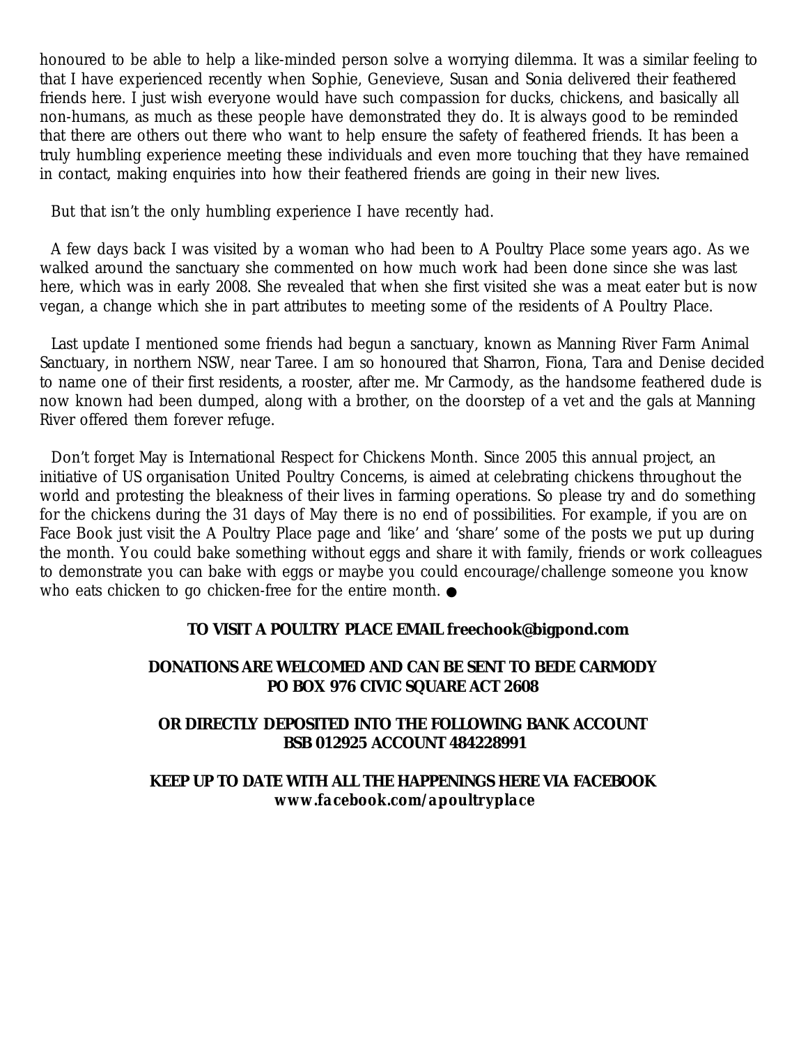honoured to be able to help a like-minded person solve a worrying dilemma. It was a similar feeling to that I have experienced recently when Sophie, Genevieve, Susan and Sonia delivered their feathered friends here. I just wish everyone would have such compassion for ducks, chickens, and basically all non-humans, as much as these people have demonstrated they do. It is always good to be reminded that there are others out there who want to help ensure the safety of feathered friends. It has been a truly humbling experience meeting these individuals and even more touching that they have remained in contact, making enquiries into how their feathered friends are going in their new lives.

But that isn't the only humbling experience I have recently had.

A few days back I was visited by a woman who had been to A Poultry Place some years ago. As we walked around the sanctuary she commented on how much work had been done since she was last here, which was in early 2008. She revealed that when she first visited she was a meat eater but is now vegan, a change which she in part attributes to meeting some of the residents of A Poultry Place.

Last update I mentioned some friends had begun a sanctuary, known as Manning River Farm Animal Sanctuary, in northern NSW, near Taree. I am so honoured that Sharron, Fiona, Tara and Denise decided to name one of their first residents, a rooster, after me. Mr Carmody, as the handsome feathered dude is now known had been dumped, along with a brother, on the doorstep of a vet and the gals at Manning River offered them forever refuge.

Don't forget May is International Respect for Chickens Month. Since 2005 this annual project, an initiative of US organisation United Poultry Concerns, is aimed at celebrating chickens throughout the world and protesting the bleakness of their lives in farming operations. So please try and do something for the chickens during the 31 days of May there is no end of possibilities. For example, if you are on Face Book just visit the A Poultry Place page and 'like' and 'share' some of the posts we put up during the month. You could bake something without eggs and share it with family, friends or work colleagues to demonstrate you can bake with eggs or maybe you could encourage/challenge someone you know who eats chicken to go chicken-free for the entire month. ●

**TO VISIT A POULTRY PLACE EMAIL freechook@bigpond.com**

**DONATIONS ARE WELCOMED AND CAN BE SENT TO BEDE CARMODY**
**PO BOX 976 CIVIC SQUARE ACT 2608**

**OR DIRECTLY DEPOSITED INTO THE FOLLOWING BANK ACCOUNT**
**BSB 012925 ACCOUNT 484228991**

**KEEP UP TO DATE WITH ALL THE HAPPENINGS HERE VIA FACEBOOK**
**www.facebook.com/apoultryplace**